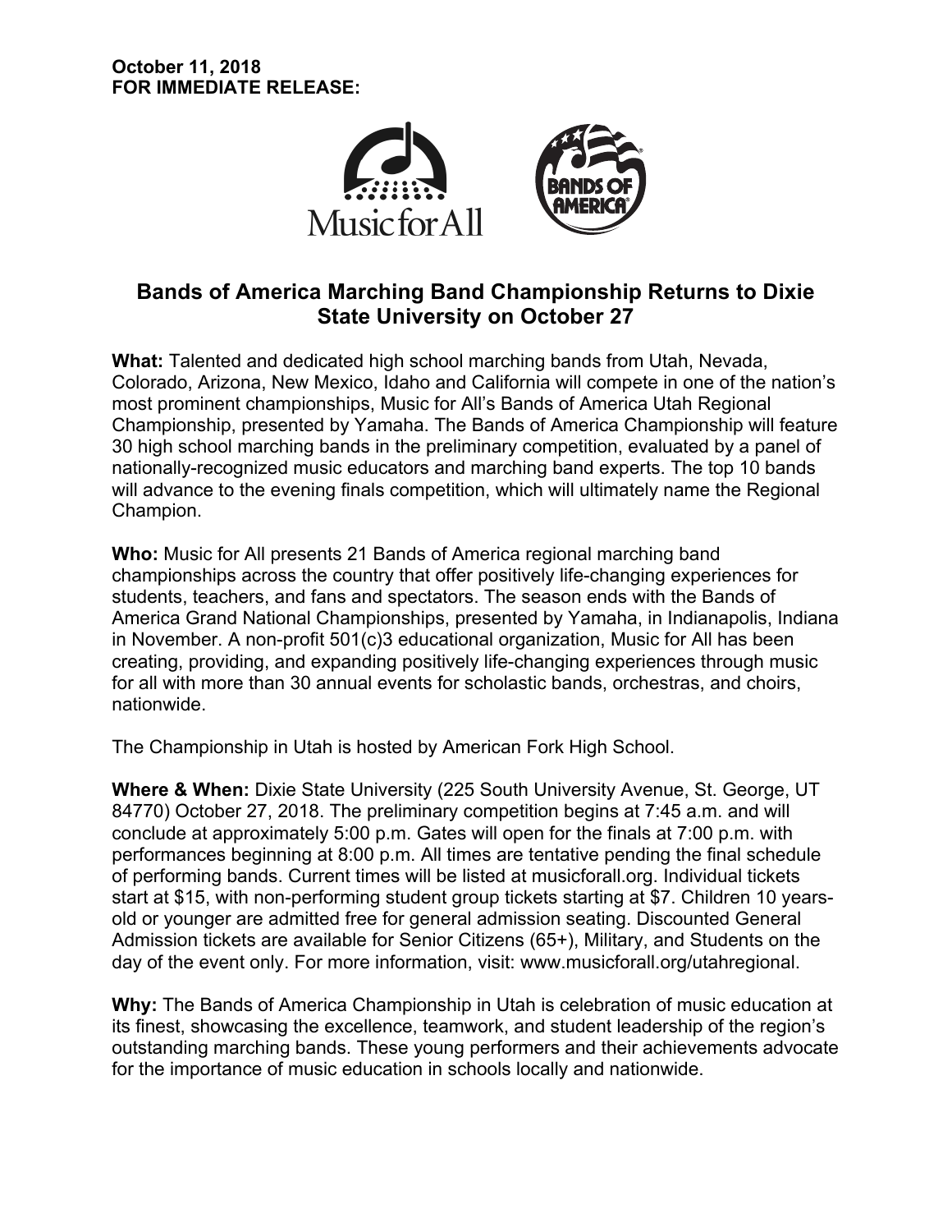**October 11, 2018**
**FOR IMMEDIATE RELEASE:**

## Bands of America Marching Band Championship Returns to Dixie State University on October 27

**What:** Talented and dedicated high school marching bands from Utah, Nevada, Colorado, Arizona, New Mexico, Idaho and California will compete in one of the nation's most prominent championships, Music for All's Bands of America Utah Regional Championship, presented by Yamaha. The Bands of America Championship will feature 30 high school marching bands in the preliminary competition, evaluated by a panel of nationally-recognized music educators and marching band experts. The top 10 bands will advance to the evening finals competition, which will ultimately name the Regional Champion.

**Who:** Music for All presents 21 Bands of America regional marching band championships across the country that offer positively life-changing experiences for students, teachers, and fans and spectators. The season ends with the Bands of America Grand National Championships, presented by Yamaha, in Indianapolis, Indiana in November. A non-profit 501(c)3 educational organization, Music for All has been creating, providing, and expanding positively life-changing experiences through music for all with more than 30 annual events for scholastic bands, orchestras, and choirs, nationwide.

The Championship in Utah is hosted by American Fork High School.

**Where & When:** Dixie State University (225 South University Avenue, St. George, UT 84770) October 27, 2018. The preliminary competition begins at 7:45 a.m. and will conclude at approximately 5:00 p.m. Gates will open for the finals at 7:00 p.m. with performances beginning at 8:00 p.m. All times are tentative pending the final schedule of performing bands. Current times will be listed at musicforall.org. Individual tickets start at $15, with non-performing student group tickets starting at $7. Children 10 years-old or younger are admitted free for general admission seating. Discounted General Admission tickets are available for Senior Citizens (65+), Military, and Students on the day of the event only. For more information, visit: www.musicforall.org/utahregional.

**Why:** The Bands of America Championship in Utah is celebration of music education at its finest, showcasing the excellence, teamwork, and student leadership of the region's outstanding marching bands. These young performers and their achievements advocate for the importance of music education in schools locally and nationwide.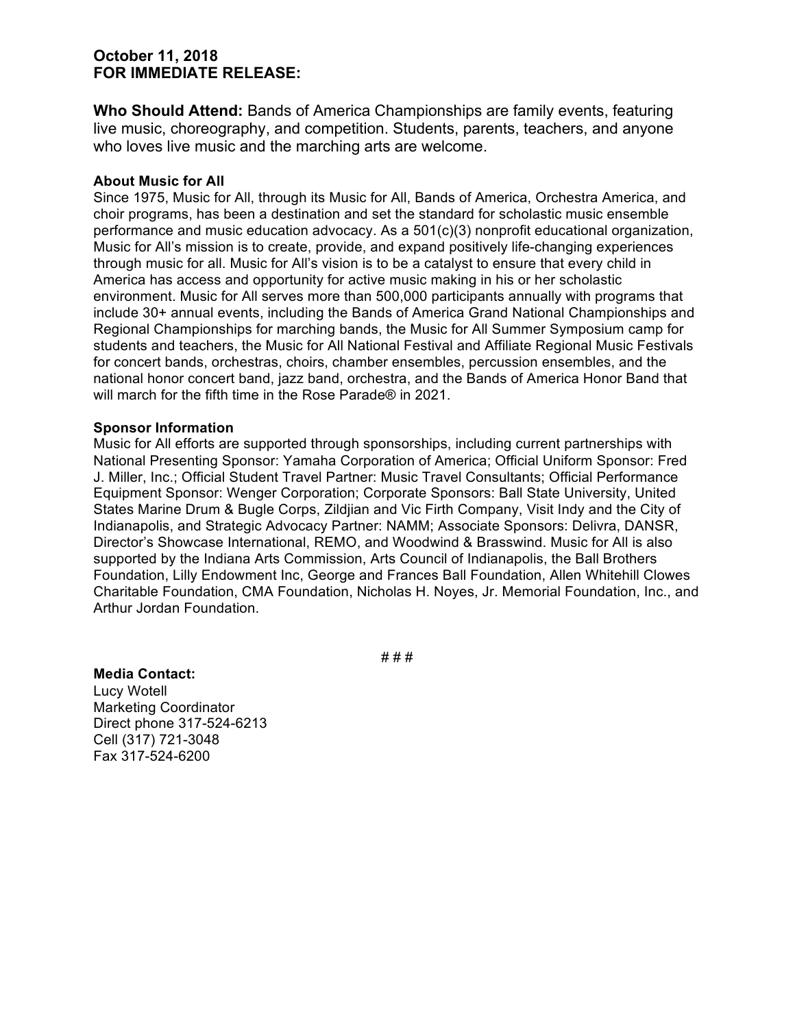**October 11, 2018**
**FOR IMMEDIATE RELEASE:**

**Who Should Attend:** Bands of America Championships are family events, featuring live music, choreography, and competition. Students, parents, teachers, and anyone who loves live music and the marching arts are welcome.

**About Music for All**

Since 1975, Music for All, through its Music for All, Bands of America, Orchestra America, and choir programs, has been a destination and set the standard for scholastic music ensemble performance and music education advocacy. As a 501(c)(3) nonprofit educational organization, Music for All's mission is to create, provide, and expand positively life-changing experiences through music for all. Music for All's vision is to be a catalyst to ensure that every child in America has access and opportunity for active music making in his or her scholastic environment. Music for All serves more than 500,000 participants annually with programs that include 30+ annual events, including the Bands of America Grand National Championships and Regional Championships for marching bands, the Music for All Summer Symposium camp for students and teachers, the Music for All National Festival and Affiliate Regional Music Festivals for concert bands, orchestras, choirs, chamber ensembles, percussion ensembles, and the national honor concert band, jazz band, orchestra, and the Bands of America Honor Band that will march for the fifth time in the Rose Parade® in 2021.

**Sponsor Information**

Music for All efforts are supported through sponsorships, including current partnerships with National Presenting Sponsor: Yamaha Corporation of America; Official Uniform Sponsor: Fred J. Miller, Inc.; Official Student Travel Partner: Music Travel Consultants; Official Performance Equipment Sponsor: Wenger Corporation; Corporate Sponsors: Ball State University, United States Marine Drum & Bugle Corps, Zildjian and Vic Firth Company, Visit Indy and the City of Indianapolis, and Strategic Advocacy Partner: NAMM; Associate Sponsors: Delivra, DANSR, Director's Showcase International, REMO, and Woodwind & Brasswind. Music for All is also supported by the Indiana Arts Commission, Arts Council of Indianapolis, the Ball Brothers Foundation, Lilly Endowment Inc, George and Frances Ball Foundation, Allen Whitehill Clowes Charitable Foundation, CMA Foundation, Nicholas H. Noyes, Jr. Memorial Foundation, Inc., and Arthur Jordan Foundation.

# # #

**Media Contact:**
Lucy Wotell
Marketing Coordinator
Direct phone 317-524-6213
Cell (317) 721-3048
Fax 317-524-6200